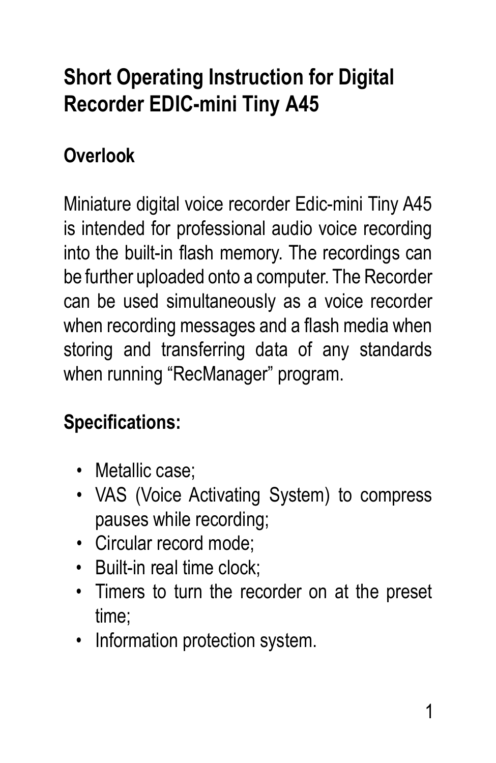# Short Operating Instruction for Digital Recorder EDIC-mini Tiny A45

## Overlook

Miniature digital voice recorder Edic-mini Tiny A45 is intended for professional audio voice recording into the built-in flash memory. The recordings can be further uploaded onto a computer. The Recorder can be used simultaneously as a voice recorder when recording messages and a flash media when storing and transferring data of any standards when running “RecManager” program.

## Specifications:

- Metallic case;
- VAS (Voice Activating System) to compress pauses while recording;
- Circular record mode;
- Built-in real time clock;
- Timers to turn the recorder on at the preset time;
- Information protection system.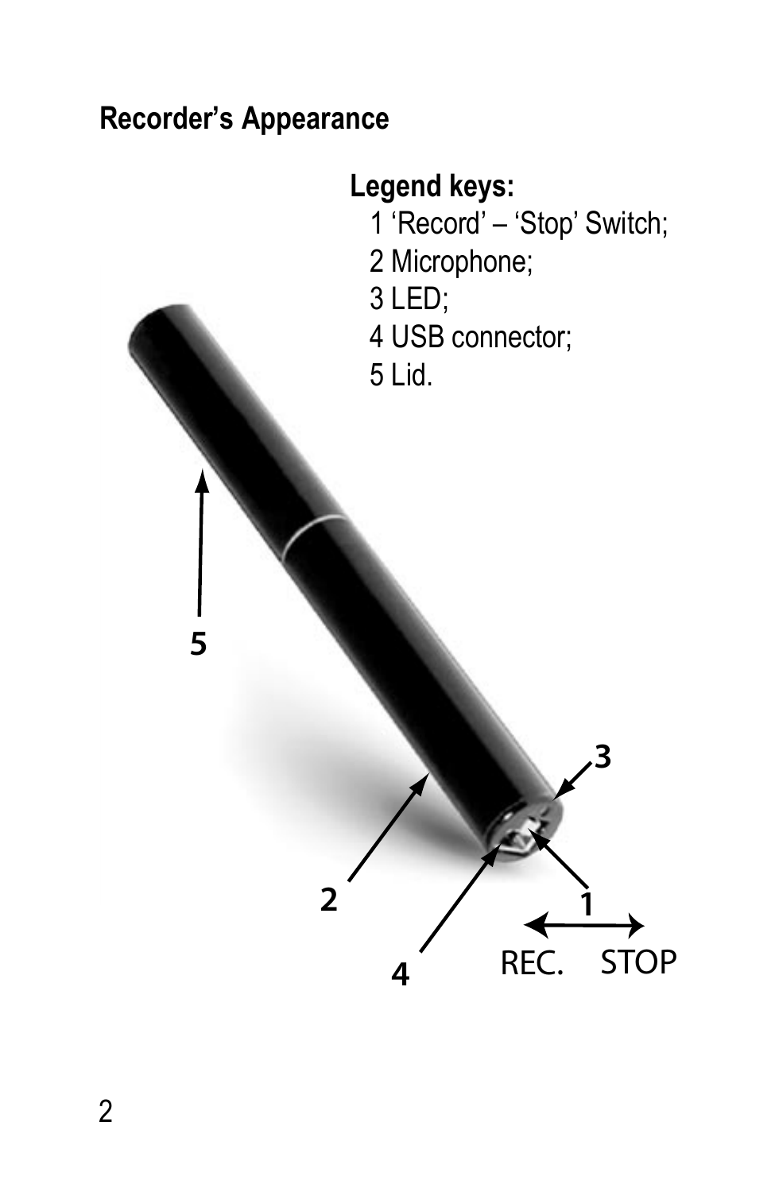## Recorder's Appearance

**Legend keys:**

1 'Record' – 'Stop' Switch;
2 Microphone;
3 LED;
4 USB connector;
5 Lid.

REC. STOP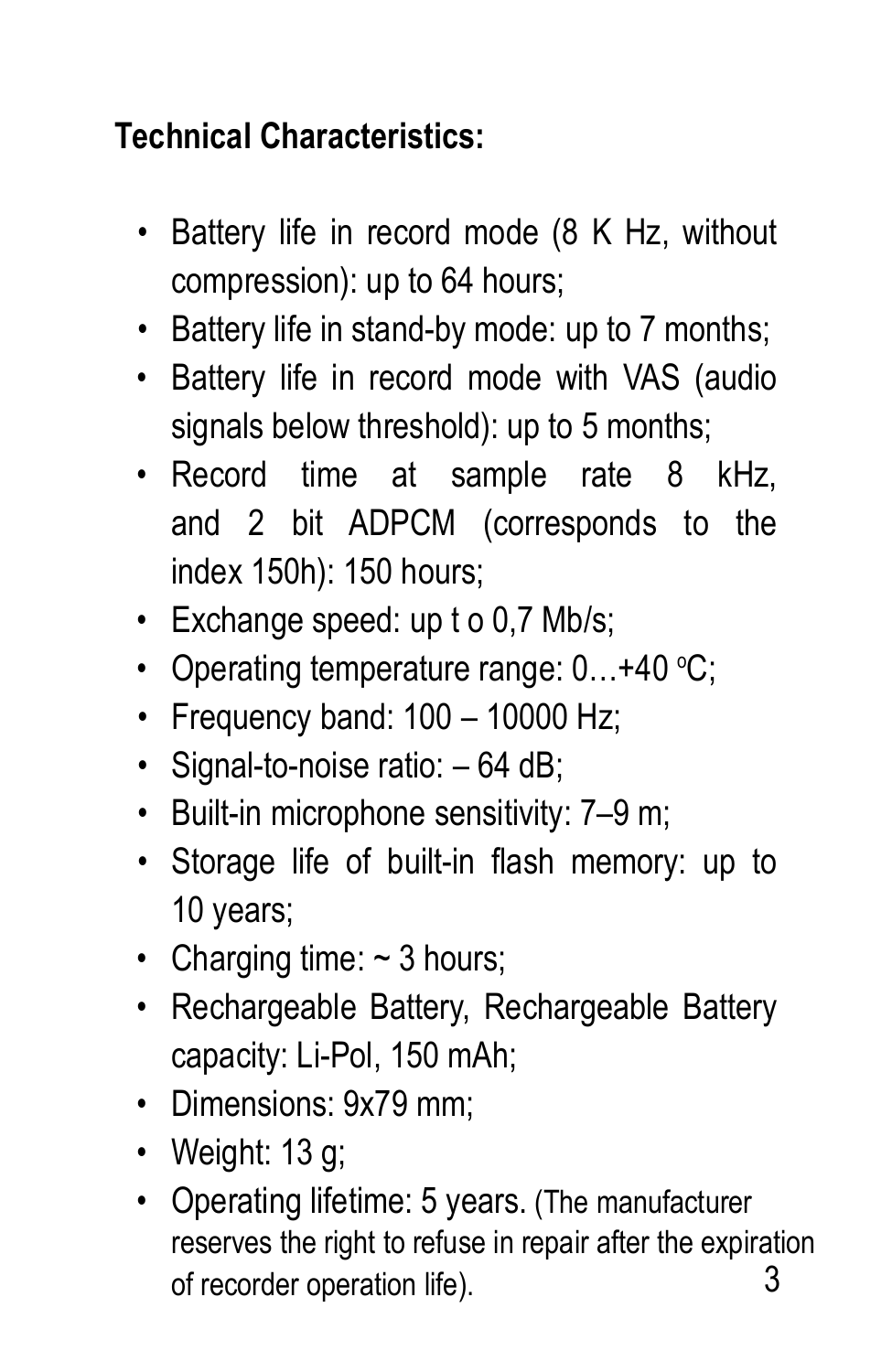**Technical Characteristics:**

- Battery life in record mode (8 K Hz, without compression): up to 64 hours;
- Battery life in stand-by mode: up to 7 months;
- Battery life in record mode with VAS (audio signals below threshold): up to 5 months;
- Record time at sample rate 8 kHz, and 2 bit ADPCM (corresponds to the index 150h): 150 hours;
- Exchange speed: up t o 0,7 Mb/s;
- Operating temperature range: 0…+40 $^{o}$C;
- Frequency band: 100 – 10000 Hz;
- Signal-to-noise ratio: – 64 dB;
- Built-in microphone sensitivity: 7–9 m;
- Storage life of built-in flash memory: up to 10 years;
- Charging time: ~ 3 hours;
- Rechargeable Battery, Rechargeable Battery capacity: Li-Pol, 150 mAh;
- Dimensions: 9x79 mm;
- Weight: 13 g;
- Operating lifetime: 5 years. (The manufacturer reserves the right to refuse in repair after the expiration of recorder operation life).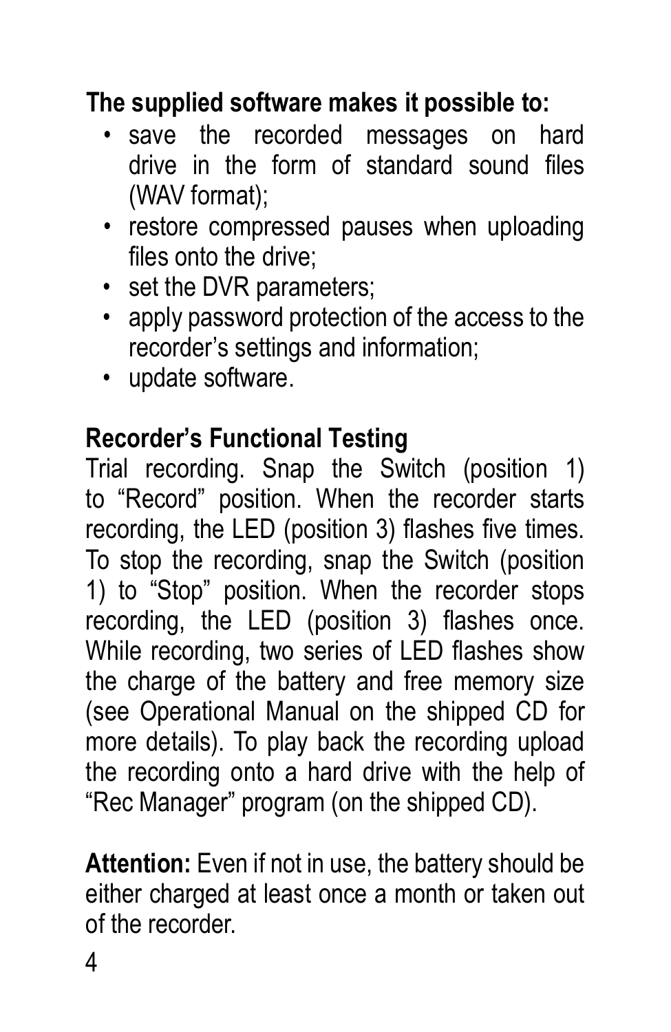**The supplied software makes it possible to:**

- save the recorded messages on hard drive in the form of standard sound files (WAV format);
- restore compressed pauses when uploading files onto the drive;
- set the DVR parameters;
- apply password protection of the access to the recorder's settings and information;
- update software.

**Recorder's Functional Testing**

Trial recording. Snap the Switch (position 1) to "Record" position. When the recorder starts recording, the LED (position 3) flashes five times. To stop the recording, snap the Switch (position 1) to "Stop" position. When the recorder stops recording, the LED (position 3) flashes once. While recording, two series of LED flashes show the charge of the battery and free memory size (see Operational Manual on the shipped CD for more details). To play back the recording upload the recording onto a hard drive with the help of "Rec Manager" program (on the shipped CD).

**Attention:** Even if not in use, the battery should be either charged at least once a month or taken out of the recorder.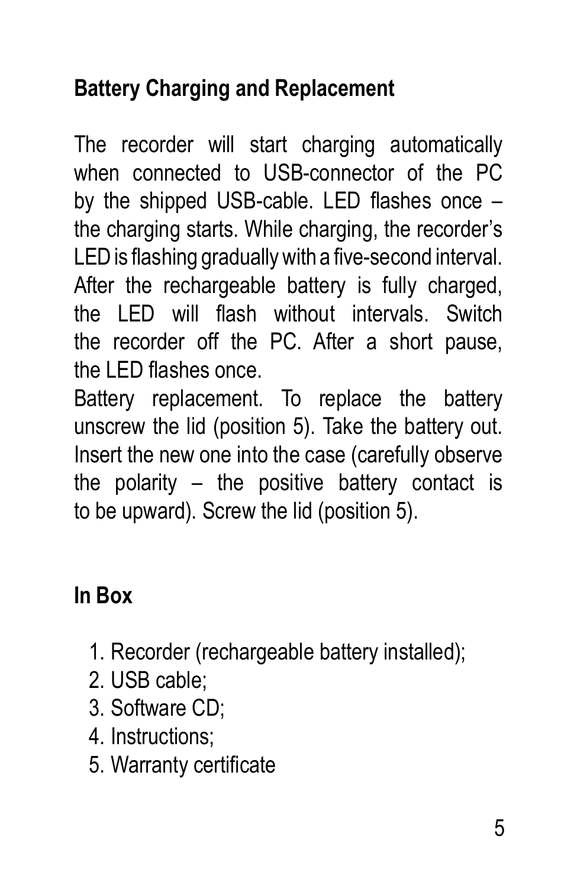## Battery Charging and Replacement

The recorder will start charging automatically when connected to USB-connector of the PC by the shipped USB-cable. LED flashes once – the charging starts. While charging, the recorder's LED is flashing gradually with a five-second interval. After the rechargeable battery is fully charged, the LED will flash without intervals. Switch the recorder off the PC. After a short pause, the LED flashes once.

Battery replacement. To replace the battery unscrew the lid (position 5). Take the battery out. Insert the new one into the case (carefully observe the polarity – the positive battery contact is to be upward). Screw the lid (position 5).

## In Box

1. Recorder (rechargeable battery installed);
2. USB cable;
3. Software CD;
4. Instructions;
5. Warranty certificate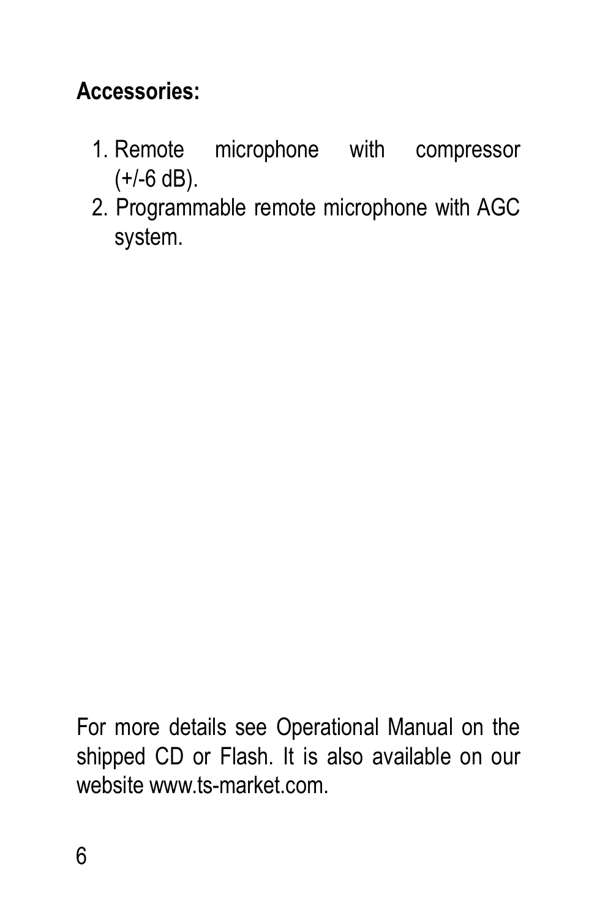**Accessories:**

1. Remote microphone with compressor (+/-6 dB).
2. Programmable remote microphone with AGC system.

For more details see Operational Manual on the shipped CD or Flash. It is also available on our website www.ts-market.com.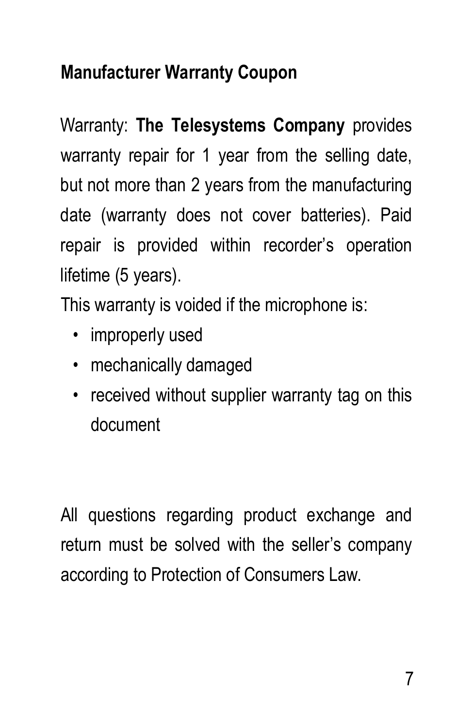## Manufacturer Warranty Coupon

Warranty: **The Telesystems Company** provides warranty repair for 1 year from the selling date, but not more than 2 years from the manufacturing date (warranty does not cover batteries). Paid repair is provided within recorder's operation lifetime (5 years).

This warranty is voided if the microphone is:

- improperly used
- mechanically damaged
- received without supplier warranty tag on this document

All questions regarding product exchange and return must be solved with the seller's company according to Protection of Consumers Law.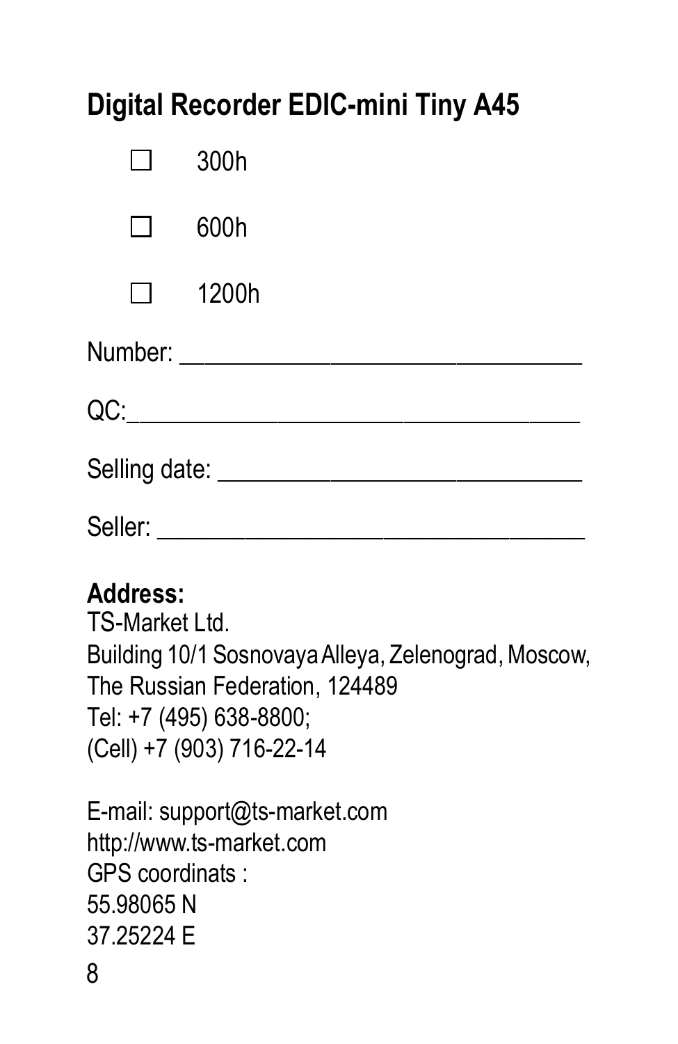## Digital Recorder EDIC-mini Tiny A45

- ☐ 300h
- ☐ 600h
- ☐ 1200h

Number: ________________________________

QC:____________________________________

Selling date: ______________________________

Seller: __________________________________

**Address:**
TS-Market Ltd.
Building 10/1 Sosnovaya Alleya, Zelenograd, Moscow,
The Russian Federation, 124489
Tel: +7 (495) 638-8800;
(Cell) +7 (903) 716-22-14

E-mail: support@ts-market.com
http://www.ts-market.com
GPS coordinats :
55.98065 N
37.25224 E